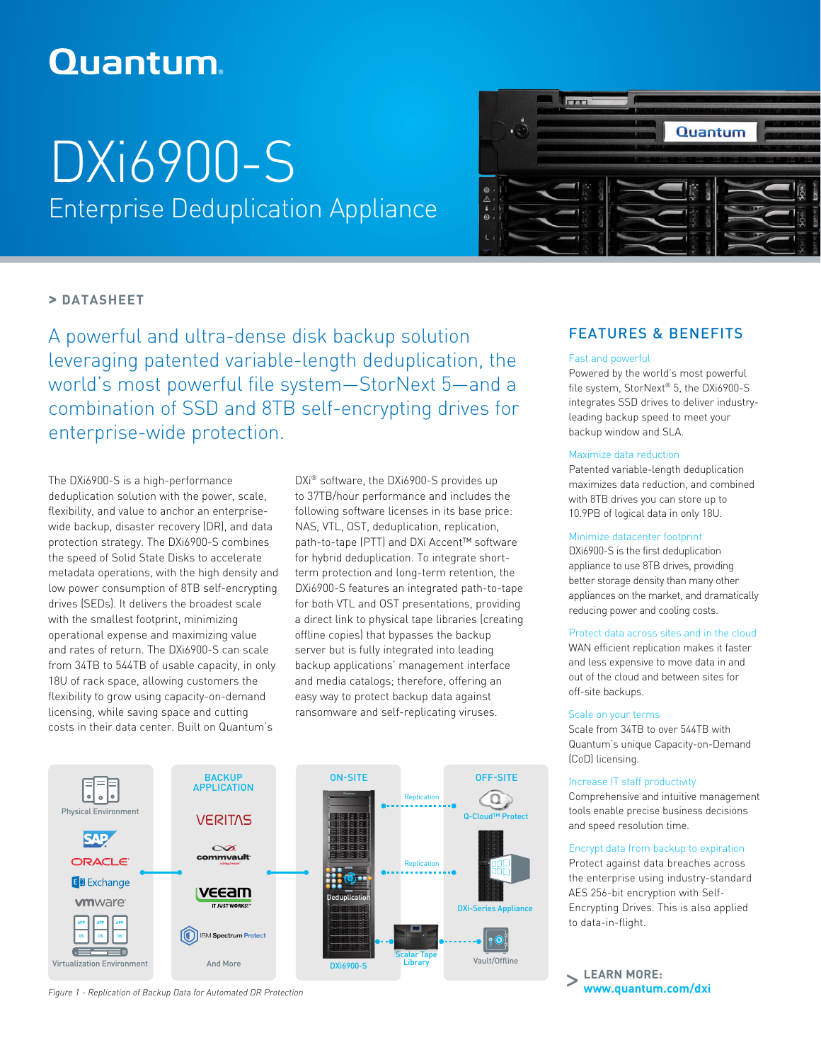Quantum

# DXi6900-S

## Enterprise Deduplication Appliance

> DATASHEET

A powerful and ultra-dense disk backup solution leveraging patented variable-length deduplication, the world's most powerful file system—StorNext 5—and a combination of SSD and 8TB self-encrypting drives for enterprise-wide protection.

The DXi6900-S is a high-performance deduplication solution with the power, scale, flexibility, and value to anchor an enterprise-wide backup, disaster recovery (DR), and data protection strategy. The DXi6900-S combines the speed of Solid State Disks to accelerate metadata operations, with the high density and low power consumption of 8TB self-encrypting drives (SEDs). It delivers the broadest scale with the smallest footprint, minimizing operational expense and maximizing value and rates of return. The DXi6900-S can scale from 34TB to 544TB of usable capacity, in only 18U of rack space, allowing customers the flexibility to grow using capacity-on-demand licensing, while saving space and cutting costs in their data center. Built on Quantum's DXi® software, the DXi6900-S provides up to 37TB/hour performance and includes the following software licenses in its base price: NAS, VTL, OST, deduplication, replication, path-to-tape (PTT) and DXi Accent™ software for hybrid deduplication. To integrate short-term protection and long-term retention, the DXi6900-S features an integrated path-to-tape for both VTL and OST presentations, providing a direct link to physical tape libraries (creating offline copies) that bypasses the backup server but is fully integrated into leading backup applications' management interface and media catalogs; therefore, offering an easy way to protect backup data against ransomware and self-replicating viruses.

Physical Environment | SAP | ORACLE | Exchange | vmware | Virtualization Environment

BACKUP APPLICATION | VERITAS | commvault | veeam | IBM Spectrum Protect | And More

ON-SITE | Deduplication | DXi6900-S | Scalar Tape Library

OFF-SITE | Replication | Q-Cloud™ Protect | Replication | DXi-Series Appliance | Vault/Offline

*Figure 1 - Replication of Backup Data for Automated DR Protection*

## FEATURES & BENEFITS

**Fast and powerful**
Powered by the world's most powerful file system, StorNext® 5, the DXi6900-S integrates SSD drives to deliver industry-leading backup speed to meet your backup window and SLA.

**Maximize data reduction**
Patented variable-length deduplication maximizes data reduction, and combined with 8TB drives you can store up to 10.9PB of logical data in only 18U.

**Minimize datacenter footprint**
DXi6900-S is the first deduplication appliance to use 8TB drives, providing better storage density than many other appliances on the market, and dramatically reducing power and cooling costs.

**Protect data across sites and in the cloud**
WAN efficient replication makes it faster and less expensive to move data in and out of the cloud and between sites for off-site backups.

**Scale on your terms**
Scale from 34TB to over 544TB with Quantum's unique Capacity-on-Demand (CoD) licensing.

**Increase IT staff productivity**
Comprehensive and intuitive management tools enable precise business decisions and speed resolution time.

**Encrypt data from backup to expiration**
Protect against data breaches across the enterprise using industry-standard AES 256-bit encryption with Self-Encrypting Drives. This is also applied to data-in-flight.

> **LEARN MORE:**
> **www.quantum.com/dxi**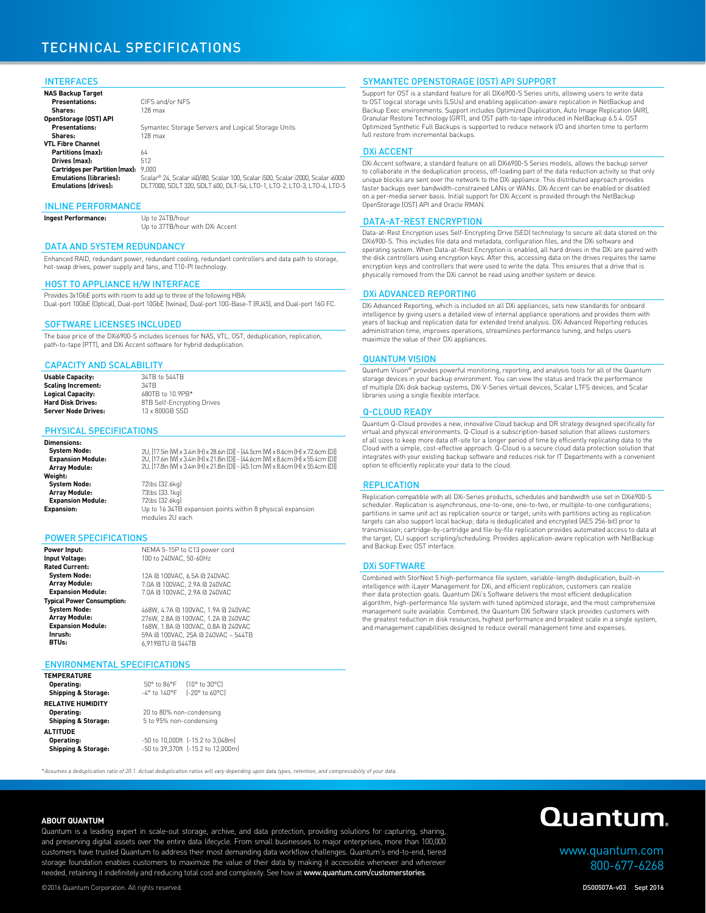# TECHNICAL SPECIFICATIONS

## INTERFACES

| | |
|---|---|
| **NAS Backup Target** | |
| **Presentations:** | CIFS and/or NFS |
| **Shares:** | 128 max |
| **OpenStorage (OST) API** | |
| **Presentations:** | Symantec Storage Servers and Logical Storage Units |
| **Shares:** | 128 max |
| **VTL Fibre Channel** | |
| **Partitions (max):** | 64 |
| **Drives (max):** | 512 |
| **Cartridges per Partition (max):** | 9,000 |
| **Emulations (libraries):** | Scalar® 24, Scalar i40/i80, Scalar 100, Scalar i500, Scalar i2000, Scalar i6000 |
| **Emulations (drives):** | DLT7000, SDLT 320, SDLT 600, DLT-S4, LTO-1, LTO-2, LTO-3, LTO-4, LTO-5 |

## INLINE PERFORMANCE

| | |
|---|---|
| **Ingest Performance:** | Up to 24TB/hour<br>Up to 37TB/hour with DXi Accent |

## DATA AND SYSTEM REDUNDANCY

Enhanced RAID, redundant power, redundant cooling, redundant controllers and data path to storage, hot-swap drives, power supply and fans, and T10-PI technology.

## HOST TO APPLIANCE H/W INTERFACE

Provides 3x1GbE ports with room to add up to three of the following HBA:
Dual-port 10GbE (Optical), Dual-port 10GbE (twinax), Dual-port 10G-Base-T (RJ45), and Dual-port 16G FC.

## SOFTWARE LICENSES INCLUDED

The base price of the DXi6900-S includes licenses for NAS, VTL, OST, deduplication, replication, path-to-tape (PTT), and DXi Accent software for hybrid deduplication.

## CAPACITY AND SCALABILITY

| | |
|---|---|
| **Usable Capacity:** | 34TB to 544TB |
| **Scaling Increment:** | 34TB |
| **Logical Capacity:** | 680TB to 10.9PB* |
| **Hard Disk Drives:** | 8TB Self-Encrypting Drives |
| **Server Node Drives:** | 13 x 800GB SSD |

## PHYSICAL SPECIFICATIONS

| | |
|---|---|
| **Dimensions:** | |
| **System Node:** | 2U, (17.5in (W) x 3.4in (H) x 28.6in (D)) - (44.5cm (W) x 8.6cm (H) x 72.6cm (D)) |
| **Expansion Module:** | 2U, (17.6in (W) x 3.4in (H) x 21.8in (D)) - (44.6cm (W) x 8.6cm (H) x 55.4cm (D)) |
| **Array Module:** | 2U, (17.8in (W) x 3.4in (H) x 21.8in (D)) - (45.1cm (W) x 8.6cm (H) x 55.4cm (D)) |
| **Weight:** | |
| **System Node:** | 72lbs (32.6kg) |
| **Array Module:** | 73lbs (33.1kg) |
| **Expansion Module:** | 72lbs (32.6kg) |
| **Expansion:** | Up to 16 34TB expansion points within 8 physical expansion modules 2U each |

## POWER SPECIFICATIONS

| | |
|---|---|
| **Power Input:** | NEMA 5-15P to C13 power cord |
| **Input Voltage:** | 100 to 240VAC, 50-60Hz |
| **Rated Current:** | |
| **System Node:** | 12A @ 100VAC, 6.5A @ 240VAC |
| **Array Module:** | 7.0A @ 100VAC, 2.9A @ 240VAC |
| **Expansion Module:** | 7.0A @ 100VAC, 2.9A @ 240VAC |
| **Typical Power Consumption:** | |
| **System Node:** | 468W, 4.7A @ 100VAC, 1.9A @ 240VAC |
| **Array Module:** | 276W, 2.8A @ 100VAC, 1.2A @ 240VAC |
| **Expansion Module:** | 168W, 1.8A @ 100VAC, 0.8A @ 240VAC |
| **Inrush:** | 59A @ 100VAC, 25A @ 240VAC – 544TB |
| **BTUs:** | 6,919BTU @ 544TB |

## ENVIRONMENTAL SPECIFICATIONS

| | |
|---|---|
| **TEMPERATURE** | |
| **Operating:** | 50° to 86°F (10° to 30°C) |
| **Shipping & Storage:** | -4° to 140°F (-20° to 60°C) |
| **RELATIVE HUMIDITY** | |
| **Operating:** | 20 to 80% non-condensing |
| **Shipping & Storage:** | 5 to 95% non-condensing |
| **ALTITUDE** | |
| **Operating:** | -50 to 10,000ft (-15.2 to 3,048m) |
| **Shipping & Storage:** | -50 to 39,370ft (-15.2 to 12,000m) |

## SYMANTEC OPENSTORAGE (OST) API SUPPORT

Support for OST is a standard feature for all DXi6900-S units, allowing users to write data to OST logical storage units (LSUs) and enabling application-aware replication in NetBackup and Backup Exec environments. Support includes Optimized Duplication, Auto Image Replication (AIR), Granular Restore Technology (GRT), and OST path-to-tape introduced in NetBackup 6.5.4. OST Optimized Synthetic Full Backups is supported to reduce network I/O and shorten time to perform full restore from incremental backups.

## DXi ACCENT

DXi Accent software, a standard feature on all DXi6900-S Series models, allows the backup server to collaborate in the deduplication process, off-loading part of the data reduction activity so that only unique blocks are sent over the network to the DXi appliance. This distributed approach provides faster backups over bandwidth-constrained LANs or WANs. DXi Accent can be enabled or disabled on a per-media server basis. Initial support for DXi Accent is provided through the NetBackup OpenStorage (OST) API and Oracle RMAN.

## DATA-AT-REST ENCRYPTION

Data-at-Rest Encryption uses Self-Encrypting Drive (SED) technology to secure all data stored on the DXi6900-S. This includes file data and metadata, configuration files, and the DXi software and operating system. When Data-at-Rest Encryption is enabled, all hard drives in the DXi are paired with the disk controllers using encryption keys. After this, accessing data on the drives requires the same encryption keys and controllers that were used to write the data. This ensures that a drive that is physically removed from the DXi cannot be read using another system or device.

## DXi ADVANCED REPORTING

DXi Advanced Reporting, which is included on all DXi appliances, sets new standards for onboard intelligence by giving users a detailed view of internal appliance operations and provides them with years of backup and replication data for extended trend analysis. DXi Advanced Reporting reduces administration time, improves operations, streamlines performance tuning, and helps users maximize the value of their DXi appliances.

## QUANTUM VISION

Quantum Vision® provides powerful monitoring, reporting, and analysis tools for all of the Quantum storage devices in your backup environment. You can view the status and track the performance of multiple DXi disk backup systems, DXi V-Series virtual devices, Scalar LTFS devices, and Scalar libraries using a single flexible interface.

## Q-CLOUD READY

Quantum Q-Cloud provides a new, innovative Cloud backup and DR strategy designed specifically for virtual and physical environments. Q-Cloud is a subscription-based solution that allows customers of all sizes to keep more data off-site for a longer period of time by efficiently replicating data to the Cloud with a simple, cost-effective approach. Q-Cloud is a secure cloud data protection solution that integrates with your existing backup software and reduces risk for IT Departments with a convenient option to efficiently replicate your data to the cloud.

## REPLICATION

Replication compatible with all DXi-Series products, schedules and bandwidth use set in DXi6900-S scheduler. Replication is asynchronous, one-to-one, one-to-two, or multiple-to-one configurations; partitions in same unit act as replication source or target; units with partitions acting as replication targets can also support local backup; data is deduplicated and encrypted (AES 256-bit) prior to transmission; cartridge-by-cartridge and file-by-file replication provides automated access to data at the target; CLI support scripting/scheduling. Provides application-aware replication with NetBackup and Backup Exec OST interface.

## DXi SOFTWARE

Combined with StorNext 5 high-performance file system, variable-length deduplication, built-in intelligence with iLayer Management for DXi, and efficient replication, customers can realize their data protection goals. Quantum DXi's Software delivers the most efficient deduplication algorithm, high-performance file system with tuned optimized storage, and the most comprehensive management suite available. Combined, the Quantum DXi Software stack provides customers with the greatest reduction in disk resources, highest performance and broadest scale in a single system, and management capabilities designed to reduce overall management time and expenses.

*\*Assumes a deduplication ratio of 20:1. Actual deduplication ratios will vary depending upon data types, retention, and compressibility of your data.*

**ABOUT QUANTUM**

Quantum is a leading expert in scale-out storage, archive, and data protection, providing solutions for capturing, sharing, and preserving digital assets over the entire data lifecycle. From small businesses to major enterprises, more than 100,000 customers have trusted Quantum to address their most demanding data workflow challenges. Quantum's end-to-end, tiered storage foundation enables customers to maximize the value of their data by making it accessible whenever and wherever needed, retaining it indefinitely and reducing total cost and complexity. See how at **www.quantum.com/customerstories**.

Quantum.

www.quantum.com
800-677-6268

©2016 Quantum Corporation. All rights reserved.

DS00507A-v03 Sept 2016